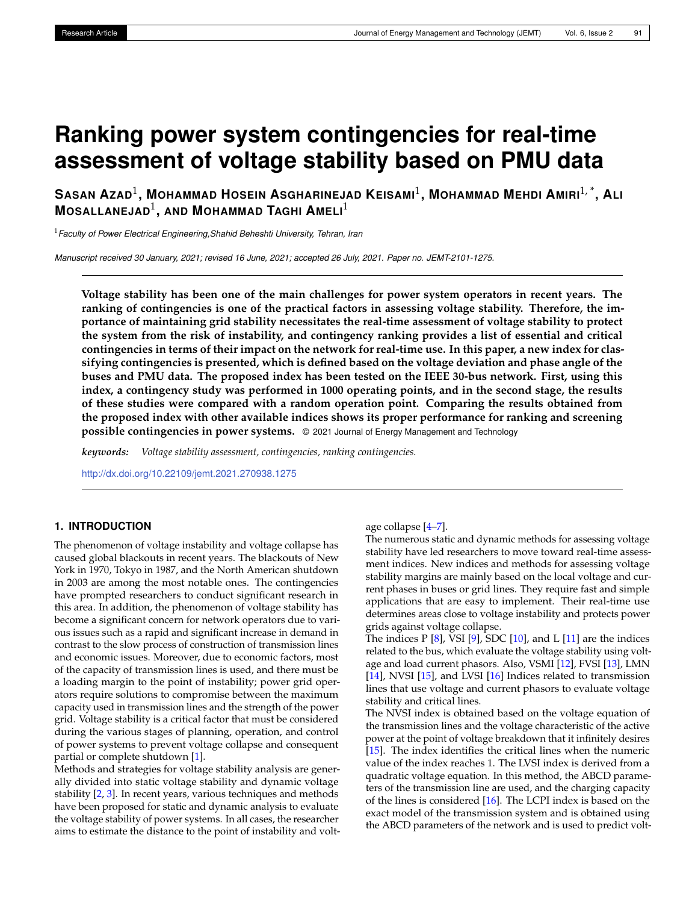Research Article

# Ranking power system contingencies for real-time assessment of voltage stability based on PMU data

**Sasan Azad**[1], **Mohammad Hosein Asgharinejad Keisami**[1], **Mohammad Mehdi Amiri**[1,*], **Ali Mosallanejad**[1], **and Mohammad Taghi Ameli**[1]

[1] *Faculty of Power Electrical Engineering,Shahid Beheshti University, Tehran, Iran*

*Manuscript received 30 January, 2021; revised 16 June, 2021; accepted 26 July, 2021. Paper no. JEMT-2101-1275.*

**Voltage stability has been one of the main challenges for power system operators in recent years. The ranking of contingencies is one of the practical factors in assessing voltage stability. Therefore, the importance of maintaining grid stability necessitates the real-time assessment of voltage stability to protect the system from the risk of instability, and contingency ranking provides a list of essential and critical contingencies in terms of their impact on the network for real-time use. In this paper, a new index for classifying contingencies is presented, which is defined based on the voltage deviation and phase angle of the buses and PMU data. The proposed index has been tested on the IEEE 30-bus network. First, using this index, a contingency study was performed in 1000 operating points, and in the second stage, the results of these studies were compared with a random operation point. Comparing the results obtained from the proposed index with other available indices shows its proper performance for ranking and screening possible contingencies in power systems.** © 2021 Journal of Energy Management and Technology

***keywords:*** *Voltage stability assessment, contingencies, ranking contingencies.*

http://dx.doi.org/10.22109/jemt.2021.270938.1275

## 1. INTRODUCTION

The phenomenon of voltage instability and voltage collapse has caused global blackouts in recent years. The blackouts of New York in 1970, Tokyo in 1987, and the North American shutdown in 2003 are among the most notable ones. The contingencies have prompted researchers to conduct significant research in this area. In addition, the phenomenon of voltage stability has become a significant concern for network operators due to various issues such as a rapid and significant increase in demand in contrast to the slow process of construction of transmission lines and economic issues. Moreover, due to economic factors, most of the capacity of transmission lines is used, and there must be a loading margin to the point of instability; power grid operators require solutions to compromise between the maximum capacity used in transmission lines and the strength of the power grid. Voltage stability is a critical factor that must be considered during the various stages of planning, operation, and control of power systems to prevent voltage collapse and consequent partial or complete shutdown [1].

Methods and strategies for voltage stability analysis are generally divided into static voltage stability and dynamic voltage stability [2, 3]. In recent years, various techniques and methods have been proposed for static and dynamic analysis to evaluate the voltage stability of power systems. In all cases, the researcher aims to estimate the distance to the point of instability and voltage collapse [4–7].

The numerous static and dynamic methods for assessing voltage stability have led researchers to move toward real-time assessment indices. New indices and methods for assessing voltage stability margins are mainly based on the local voltage and current phases in buses or grid lines. They require fast and simple applications that are easy to implement. Their real-time use determines areas close to voltage instability and protects power grids against voltage collapse.

The indices P [8], VSI [9], SDC [10], and L [11] are the indices related to the bus, which evaluate the voltage stability using voltage and load current phasors. Also, VSMI [12], FVSI [13], LMN [14], NVSI [15], and LVSI [16] Indices related to transmission lines that use voltage and current phasors to evaluate voltage stability and critical lines.

The NVSI index is obtained based on the voltage equation of the transmission lines and the voltage characteristic of the active power at the point of voltage breakdown that it infinitely desires [15]. The index identifies the critical lines when the numeric value of the index reaches 1. The LVSI index is derived from a quadratic voltage equation. In this method, the ABCD parameters of the transmission line are used, and the charging capacity of the lines is considered [16]. The LCPI index is based on the exact model of the transmission system and is obtained using the ABCD parameters of the network and is used to predict volt-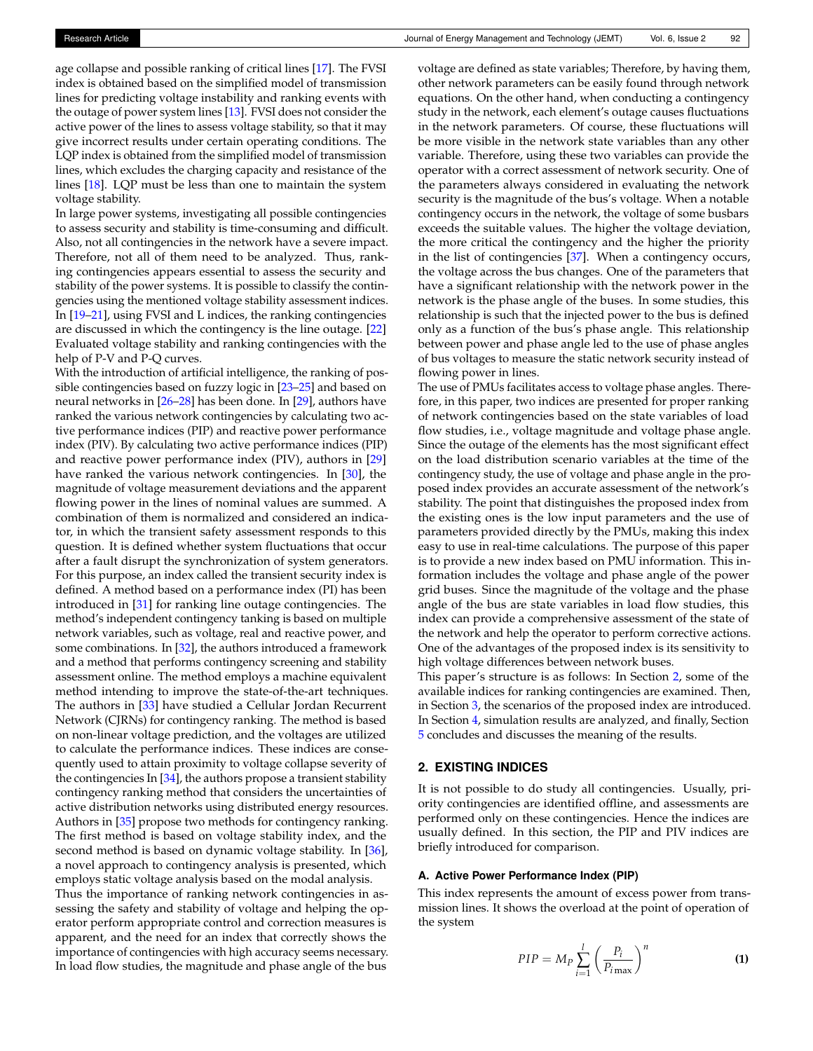age collapse and possible ranking of critical lines [17]. The FVSI index is obtained based on the simplified model of transmission lines for predicting voltage instability and ranking events with the outage of power system lines [13]. FVSI does not consider the active power of the lines to assess voltage stability, so that it may give incorrect results under certain operating conditions. The LQP index is obtained from the simplified model of transmission lines, which excludes the charging capacity and resistance of the lines [18]. LQP must be less than one to maintain the system voltage stability.

In large power systems, investigating all possible contingencies to assess security and stability is time-consuming and difficult. Also, not all contingencies in the network have a severe impact. Therefore, not all of them need to be analyzed. Thus, ranking contingencies appears essential to assess the security and stability of the power systems. It is possible to classify the contingencies using the mentioned voltage stability assessment indices. In [19–21], using FVSI and L indices, the ranking contingencies are discussed in which the contingency is the line outage. [22] Evaluated voltage stability and ranking contingencies with the help of P-V and P-Q curves.

With the introduction of artificial intelligence, the ranking of possible contingencies based on fuzzy logic in [23–25] and based on neural networks in [26–28] has been done. In [29], authors have ranked the various network contingencies by calculating two active performance indices (PIP) and reactive power performance index (PIV). By calculating two active performance indices (PIP) and reactive power performance index (PIV), authors in [29] have ranked the various network contingencies. In [30], the magnitude of voltage measurement deviations and the apparent flowing power in the lines of nominal values are summed. A combination of them is normalized and considered an indicator, in which the transient safety assessment responds to this question. It is defined whether system fluctuations that occur after a fault disrupt the synchronization of system generators. For this purpose, an index called the transient security index is defined. A method based on a performance index (PI) has been introduced in [31] for ranking line outage contingencies. The method's independent contingency tanking is based on multiple network variables, such as voltage, real and reactive power, and some combinations. In [32], the authors introduced a framework and a method that performs contingency screening and stability assessment online. The method employs a machine equivalent method intending to improve the state-of-the-art techniques. The authors in [33] have studied a Cellular Jordan Recurrent Network (CJRNs) for contingency ranking. The method is based on non-linear voltage prediction, and the voltages are utilized to calculate the performance indices. These indices are consequently used to attain proximity to voltage collapse severity of the contingencies In [34], the authors propose a transient stability contingency ranking method that considers the uncertainties of active distribution networks using distributed energy resources. Authors in [35] propose two methods for contingency ranking. The first method is based on voltage stability index, and the second method is based on dynamic voltage stability. In [36], a novel approach to contingency analysis is presented, which employs static voltage analysis based on the modal analysis.

Thus the importance of ranking network contingencies in assessing the safety and stability of voltage and helping the operator perform appropriate control and correction measures is apparent, and the need for an index that correctly shows the importance of contingencies with high accuracy seems necessary. In load flow studies, the magnitude and phase angle of the bus voltage are defined as state variables; Therefore, by having them, other network parameters can be easily found through network equations. On the other hand, when conducting a contingency study in the network, each element's outage causes fluctuations in the network parameters. Of course, these fluctuations will be more visible in the network state variables than any other variable. Therefore, using these two variables can provide the operator with a correct assessment of network security. One of the parameters always considered in evaluating the network security is the magnitude of the bus's voltage. When a notable contingency occurs in the network, the voltage of some busbars exceeds the suitable values. The higher the voltage deviation, the more critical the contingency and the higher the priority in the list of contingencies [37]. When a contingency occurs, the voltage across the bus changes. One of the parameters that have a significant relationship with the network power in the network is the phase angle of the buses. In some studies, this relationship is such that the injected power to the bus is defined only as a function of the bus's phase angle. This relationship between power and phase angle led to the use of phase angles of bus voltages to measure the static network security instead of flowing power in lines.

The use of PMUs facilitates access to voltage phase angles. Therefore, in this paper, two indices are presented for proper ranking of network contingencies based on the state variables of load flow studies, i.e., voltage magnitude and voltage phase angle. Since the outage of the elements has the most significant effect on the load distribution scenario variables at the time of the contingency study, the use of voltage and phase angle in the proposed index provides an accurate assessment of the network's stability. The point that distinguishes the proposed index from the existing ones is the low input parameters and the use of parameters provided directly by the PMUs, making this index easy to use in real-time calculations. The purpose of this paper is to provide a new index based on PMU information. This information includes the voltage and phase angle of the power grid buses. Since the magnitude of the voltage and the phase angle of the bus are state variables in load flow studies, this index can provide a comprehensive assessment of the state of the network and help the operator to perform corrective actions. One of the advantages of the proposed index is its sensitivity to high voltage differences between network buses.

This paper's structure is as follows: In Section 2, some of the available indices for ranking contingencies are examined. Then, in Section 3, the scenarios of the proposed index are introduced. In Section 4, simulation results are analyzed, and finally, Section 5 concludes and discusses the meaning of the results.

## 2. EXISTING INDICES

It is not possible to do study all contingencies. Usually, priority contingencies are identified offline, and assessments are performed only on these contingencies. Hence the indices are usually defined. In this section, the PIP and PIV indices are briefly introduced for comparison.

### A. Active Power Performance Index (PIP)

This index represents the amount of excess power from transmission lines. It shows the overload at the point of operation of the system

$$PIP = M_P \sum_{i=1}^{l} \left( \frac{P_i}{P_{i\,\max}} \right)^n \tag{1}$$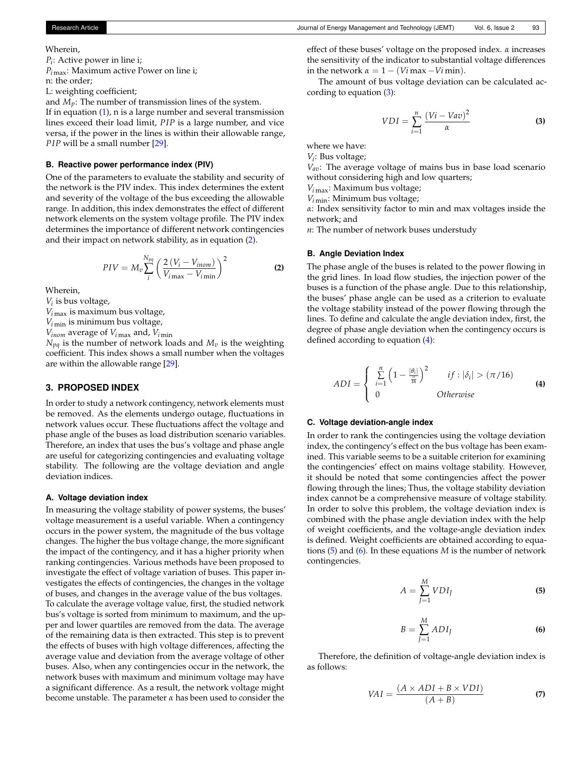Wherein,
$P_i$: Active power in line i;
$P_{i\,max}$: Maximum active Power on line i;
n: the order;
L: weighting coefficient;
and $M_p$: The number of transmission lines of the system.
If in equation (1), n is a large number and several transmission lines exceed their load limit, $PIP$ is a large number, and vice versa, if the power in the lines is within their allowable range, $PIP$ will be a small number [29].

### B. Reactive power performance index (PIV)

One of the parameters to evaluate the stability and security of the network is the PIV index. This index determines the extent and severity of the voltage of the bus exceeding the allowable range. In addition, this index demonstrates the effect of different network elements on the system voltage profile. The PIV index determines the importance of different network contingencies and their impact on network stability, as in equation (2).

$$PIV = M_v \sum_{i}^{N_{pq}} \left( \frac{2\,(V_i - V_{inom})}{V_{i\,max} - V_{i\,min}} \right)^2 \tag{2}$$

Wherein,
$V_i$ is bus voltage,
$V_{i\,max}$ is maximum bus voltage,
$V_{i\,min}$ is minimum bus voltage,
$V_{inom}$ average of $V_{i\,max}$ and, $V_{i\,min}$
$N_{pq}$ is the number of network loads and $M_v$ is the weighting coefficient. This index shows a small number when the voltages are within the allowable range [29].

## 3. PROPOSED INDEX

In order to study a network contingency, network elements must be removed. As the elements undergo outage, fluctuations in network values occur. These fluctuations affect the voltage and phase angle of the buses as load distribution scenario variables. Therefore, an index that uses the bus's voltage and phase angle are useful for categorizing contingencies and evaluating voltage stability. The following are the voltage deviation and angle deviation indices.

### A. Voltage deviation index

In measuring the voltage stability of power systems, the buses' voltage measurement is a useful variable. When a contingency occurs in the power system, the magnitude of the bus voltage changes. The higher the bus voltage change, the more significant the impact of the contingency, and it has a higher priority when ranking contingencies. Various methods have been proposed to investigate the effect of voltage variation of buses. This paper investigates the effects of contingencies, the changes in the voltage of buses, and changes in the average value of the bus voltages. To calculate the average voltage value, first, the studied network bus's voltage is sorted from minimum to maximum, and the upper and lower quartiles are removed from the data. The average of the remaining data is then extracted. This step is to prevent the effects of buses with high voltage differences, affecting the average value and deviation from the average voltage of other buses. Also, when any contingencies occur in the network, the network buses with maximum and minimum voltage may have a significant difference. As a result, the network voltage might become unstable. The parameter $\alpha$ has been used to consider the effect of these buses' voltage on the proposed index. $\alpha$ increases the sensitivity of the indicator to substantial voltage differences in the network $\alpha = 1 - (Vi\,max - Vi\,min)$.

The amount of bus voltage deviation can be calculated according to equation (3):

$$VDI = \sum_{i=1}^{n} \frac{(Vi - Vav)^2}{\alpha} \tag{3}$$

where we have:
$V_i$: Bus voltage;
$V_{av}$: The average voltage of mains bus in base load scenario without considering high and low quarters;
$V_{i\,max}$: Maximum bus voltage;
$V_{i\,min}$: Minimum bus voltage;
$\alpha$: Index sensitivity factor to min and max voltages inside the network; and
$n$: The number of network buses understudy

### B. Angle Deviation Index

The phase angle of the buses is related to the power flowing in the grid lines. In load flow studies, the injection power of the buses is a function of the phase angle. Due to this relationship, the buses' phase angle can be used as a criterion to evaluate the voltage stability instead of the power flowing through the lines. To define and calculate the angle deviation index, first, the degree of phase angle deviation when the contingency occurs is defined according to equation (4):

$$ADI = \begin{cases} \sum\limits_{i=1}^{n} \left(1 - \frac{|\theta_i|}{\frac{\pi}{16}}\right)^2 & if: |\delta_i| > (\pi/16) \\ 0 & Otherwise \end{cases} \tag{4}$$

### C. Voltage deviation-angle index

In order to rank the contingencies using the voltage deviation index, the contingency's effect on the bus voltage has been examined. This variable seems to be a suitable criterion for examining the contingencies' effect on mains voltage stability. However, it should be noted that some contingencies affect the power flowing through the lines; Thus, the voltage stability deviation index cannot be a comprehensive measure of voltage stability. In order to solve this problem, the voltage deviation index is combined with the phase angle deviation index with the help of weight coefficients, and the voltage-angle deviation index is defined. Weight coefficients are obtained according to equations (5) and (6). In these equations $M$ is the number of network contingencies.

$$A = \sum_{J=1}^{M} VDI_J \tag{5}$$

$$B = \sum_{J=1}^{M} ADI_J \tag{6}$$

Therefore, the definition of voltage-angle deviation index is as follows:

$$VAI = \frac{(A \times ADI + B \times VDI)}{(A + B)} \tag{7}$$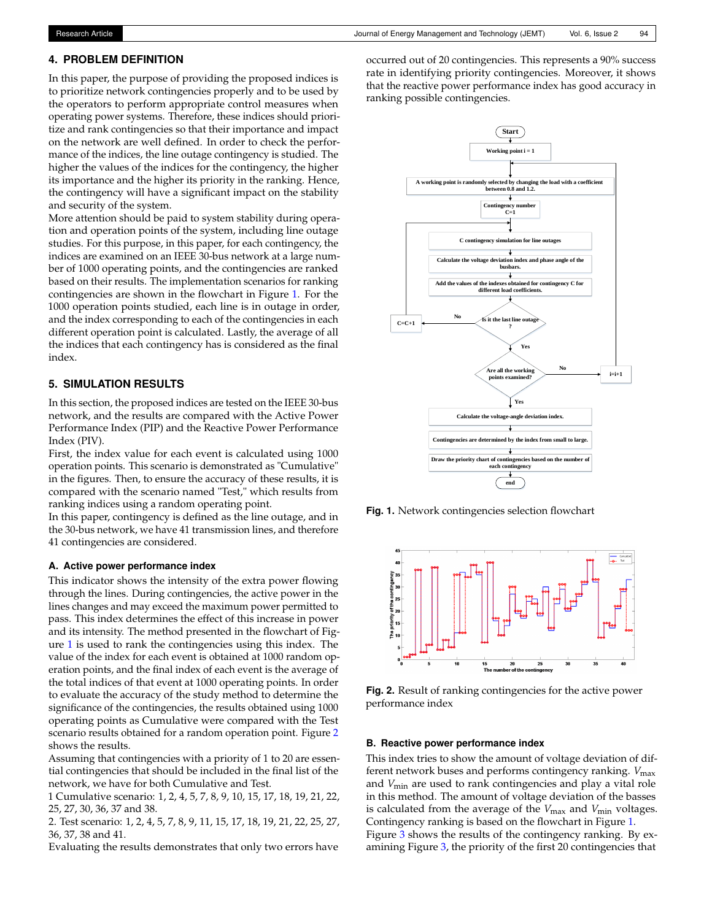## 4. PROBLEM DEFINITION

In this paper, the purpose of providing the proposed indices is to prioritize network contingencies properly and to be used by the operators to perform appropriate control measures when operating power systems. Therefore, these indices should prioritize and rank contingencies so that their importance and impact on the network are well defined. In order to check the performance of the indices, the line outage contingency is studied. The higher the values of the indices for the contingency, the higher its importance and the higher its priority in the ranking. Hence, the contingency will have a significant impact on the stability and security of the system.

More attention should be paid to system stability during operation and operation points of the system, including line outage studies. For this purpose, in this paper, for each contingency, the indices are examined on an IEEE 30-bus network at a large number of 1000 operating points, and the contingencies are ranked based on their results. The implementation scenarios for ranking contingencies are shown in the flowchart in Figure 1. For the 1000 operation points studied, each line is in outage in order, and the index corresponding to each of the contingencies in each different operation point is calculated. Lastly, the average of all the indices that each contingency has is considered as the final index.

## 5. SIMULATION RESULTS

In this section, the proposed indices are tested on the IEEE 30-bus network, and the results are compared with the Active Power Performance Index (PIP) and the Reactive Power Performance Index (PIV).

First, the index value for each event is calculated using 1000 operation points. This scenario is demonstrated as "Cumulative" in the figures. Then, to ensure the accuracy of these results, it is compared with the scenario named "Test," which results from ranking indices using a random operating point.

In this paper, contingency is defined as the line outage, and in the 30-bus network, we have 41 transmission lines, and therefore 41 contingencies are considered.

### A. Active power performance index

This indicator shows the intensity of the extra power flowing through the lines. During contingencies, the active power in the lines changes and may exceed the maximum power permitted to pass. This index determines the effect of this increase in power and its intensity. The method presented in the flowchart of Figure 1 is used to rank the contingencies using this index. The value of the index for each event is obtained at 1000 random operation points, and the final index of each event is the average of the total indices of that event at 1000 operating points. In order to evaluate the accuracy of the study method to determine the significance of the contingencies, the results obtained using 1000 operating points as Cumulative were compared with the Test scenario results obtained for a random operation point. Figure 2 shows the results.

Assuming that contingencies with a priority of 1 to 20 are essential contingencies that should be included in the final list of the network, we have for both Cumulative and Test.

1 Cumulative scenario: 1, 2, 4, 5, 7, 8, 9, 10, 15, 17, 18, 19, 21, 22, 25, 27, 30, 36, 37 and 38.

2. Test scenario: 1, 2, 4, 5, 7, 8, 9, 11, 15, 17, 18, 19, 21, 22, 25, 27, 36, 37, 38 and 41.

Evaluating the results demonstrates that only two errors have occurred out of 20 contingencies. This represents a 90% success rate in identifying priority contingencies. Moreover, it shows that the reactive power performance index has good accuracy in ranking possible contingencies.

**Fig. 1.** Network contingencies selection flowchart

**Fig. 2.** Result of ranking contingencies for the active power performance index

### B. Reactive power performance index

This index tries to show the amount of voltage deviation of different network buses and performs contingency ranking. $V_{max}$ and $V_{min}$ are used to rank the contingencies and play a vital role in this method. The amount of voltage deviation of the basses is calculated from the average of the $V_{max}$ and $V_{min}$ voltages. Contingency ranking is based on the flowchart in Figure 1. Figure 3 shows the results of the contingency ranking. By examining Figure 3, the priority of the first 20 contingencies that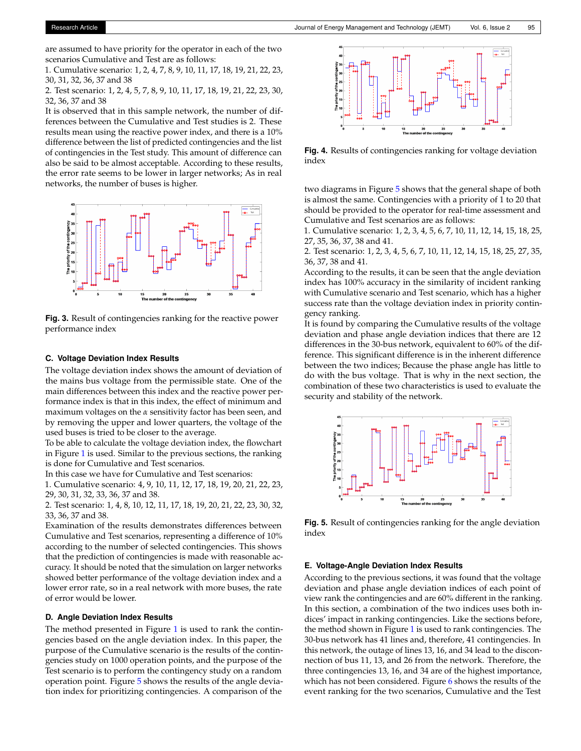are assumed to have priority for the operator in each of the two scenarios Cumulative and Test are as follows:

1. Cumulative scenario: 1, 2, 4, 7, 8, 9, 10, 11, 17, 18, 19, 21, 22, 23, 30, 31, 32, 36, 37 and 38
2. Test scenario: 1, 2, 4, 5, 7, 8, 9, 10, 11, 17, 18, 19, 21, 22, 23, 30, 32, 36, 37 and 38

It is observed that in this sample network, the number of differences between the Cumulative and Test studies is 2. These results mean using the reactive power index, and there is a 10% difference between the list of predicted contingencies and the list of contingencies in the Test study. This amount of difference can also be said to be almost acceptable. According to these results, the error rate seems to be lower in larger networks; As in real networks, the number of buses is higher.

**Fig. 3.** Result of contingencies ranking for the reactive power performance index

### C. Voltage Deviation Index Results

The voltage deviation index shows the amount of deviation of the mains bus voltage from the permissible state. One of the main differences between this index and the reactive power performance index is that in this index, the effect of minimum and maximum voltages on the $\alpha$ sensitivity factor has been seen, and by removing the upper and lower quarters, the voltage of the used buses is tried to be closer to the average.

To be able to calculate the voltage deviation index, the flowchart in Figure 1 is used. Similar to the previous sections, the ranking is done for Cumulative and Test scenarios.

In this case we have for Cumulative and Test scenarios:

1. Cumulative scenario: 4, 9, 10, 11, 12, 17, 18, 19, 20, 21, 22, 23, 29, 30, 31, 32, 33, 36, 37 and 38.
2. Test scenario: 1, 4, 8, 10, 12, 11, 17, 18, 19, 20, 21, 22, 23, 30, 32, 33, 36, 37 and 38.

Examination of the results demonstrates differences between Cumulative and Test scenarios, representing a difference of 10% according to the number of selected contingencies. This shows that the prediction of contingencies is made with reasonable accuracy. It should be noted that the simulation on larger networks showed better performance of the voltage deviation index and a lower error rate, so in a real network with more buses, the rate of error would be lower.

### D. Angle Deviation Index Results

The method presented in Figure 1 is used to rank the contingencies based on the angle deviation index. In this paper, the purpose of the Cumulative scenario is the results of the contingencies study on 1000 operation points, and the purpose of the Test scenario is to perform the contingency study on a random operation point. Figure 5 shows the results of the angle deviation index for prioritizing contingencies. A comparison of the

**Fig. 4.** Results of contingencies ranking for voltage deviation index

two diagrams in Figure 5 shows that the general shape of both is almost the same. Contingencies with a priority of 1 to 20 that should be provided to the operator for real-time assessment and Cumulative and Test scenarios are as follows:

1. Cumulative scenario: 1, 2, 3, 4, 5, 6, 7, 10, 11, 12, 14, 15, 18, 25, 27, 35, 36, 37, 38 and 41.
2. Test scenario: 1, 2, 3, 4, 5, 6, 7, 10, 11, 12, 14, 15, 18, 25, 27, 35, 36, 37, 38 and 41.

According to the results, it can be seen that the angle deviation index has 100% accuracy in the similarity of incident ranking with Cumulative scenario and Test scenario, which has a higher success rate than the voltage deviation index in priority contingency ranking.

It is found by comparing the Cumulative results of the voltage deviation and phase angle deviation indices that there are 12 differences in the 30-bus network, equivalent to 60% of the difference. This significant difference is in the inherent difference between the two indices; Because the phase angle has little to do with the bus voltage. That is why in the next section, the combination of these two characteristics is used to evaluate the security and stability of the network.

**Fig. 5.** Result of contingencies ranking for the angle deviation index

### E. Voltage-Angle Deviation Index Results

According to the previous sections, it was found that the voltage deviation and phase angle deviation indices of each point of view rank the contingencies and are 60% different in the ranking. In this section, a combination of the two indices uses both indices' impact in ranking contingencies. Like the sections before, the method shown in Figure 1 is used to rank contingencies. The 30-bus network has 41 lines and, therefore, 41 contingencies. In this network, the outage of lines 13, 16, and 34 lead to the disconnection of bus 11, 13, and 26 from the network. Therefore, the three contingencies 13, 16, and 34 are of the highest importance, which has not been considered. Figure 6 shows the results of the event ranking for the two scenarios, Cumulative and the Test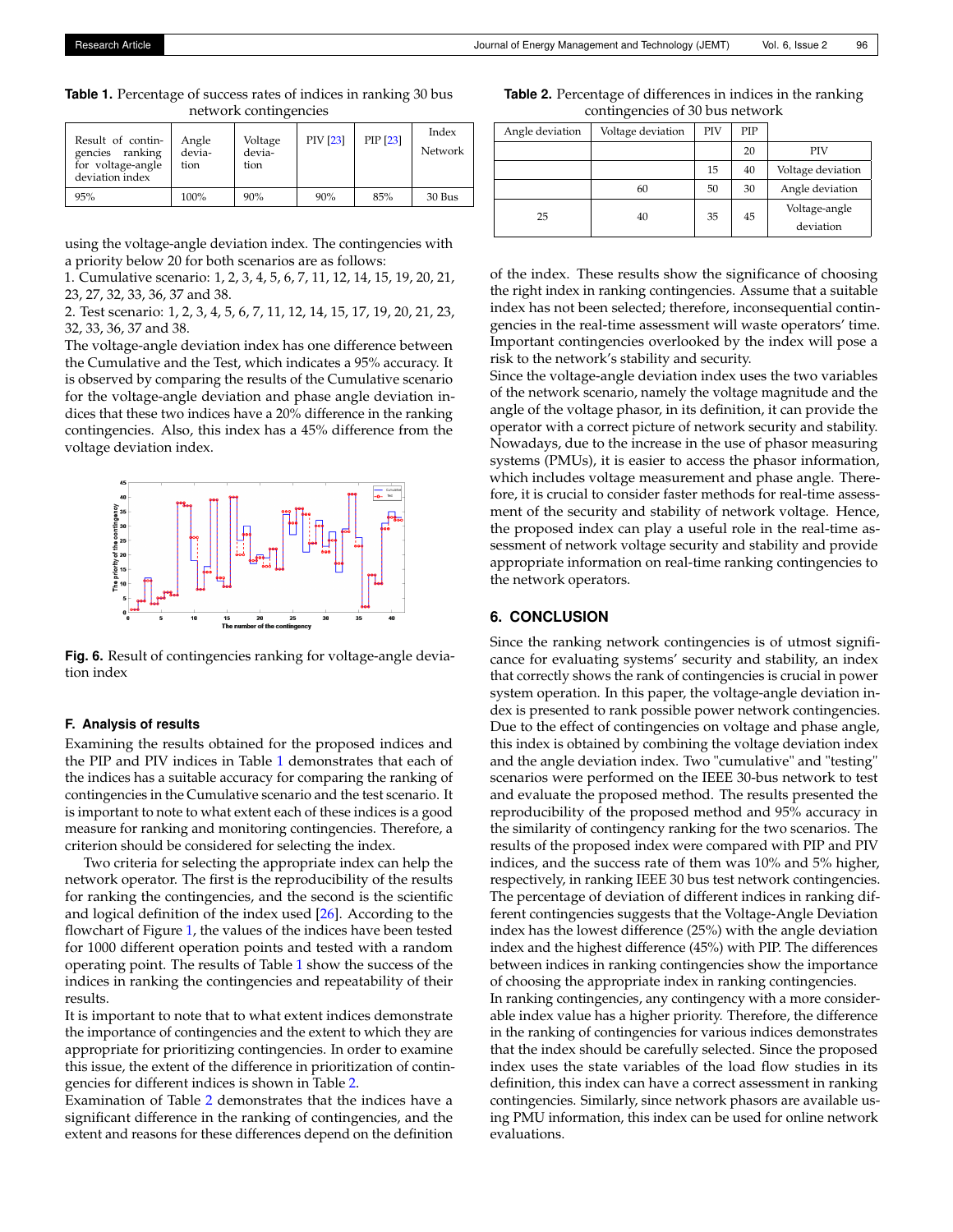**Table 1.** Percentage of success rates of indices in ranking 30 bus network contingencies

| Result of contingencies ranking for voltage-angle deviation index | Angle deviation | Voltage deviation | PIV [23] | PIP [23] | Index Network |
|---|---|---|---|---|---|
| 95% | 100% | 90% | 90% | 85% | 30 Bus |

using the voltage-angle deviation index. The contingencies with a priority below 20 for both scenarios are as follows:

1. Cumulative scenario: 1, 2, 3, 4, 5, 6, 7, 11, 12, 14, 15, 19, 20, 21, 23, 27, 32, 33, 36, 37 and 38.
2. Test scenario: 1, 2, 3, 4, 5, 6, 7, 11, 12, 14, 15, 17, 19, 20, 21, 23, 32, 33, 36, 37 and 38.

The voltage-angle deviation index has one difference between the Cumulative and the Test, which indicates a 95% accuracy. It is observed by comparing the results of the Cumulative scenario for the voltage-angle deviation and phase angle deviation indices that these two indices have a 20% difference in the ranking contingencies. Also, this index has a 45% difference from the voltage deviation index.

**Fig. 6.** Result of contingencies ranking for voltage-angle deviation index

### F. Analysis of results

Examining the results obtained for the proposed indices and the PIP and PIV indices in Table 1 demonstrates that each of the indices has a suitable accuracy for comparing the ranking of contingencies in the Cumulative scenario and the test scenario. It is important to note to what extent each of these indices is a good measure for ranking and monitoring contingencies. Therefore, a criterion should be considered for selecting the index.

Two criteria for selecting the appropriate index can help the network operator. The first is the reproducibility of the results for ranking the contingencies, and the second is the scientific and logical definition of the index used [26]. According to the flowchart of Figure 1, the values of the indices have been tested for 1000 different operation points and tested with a random operating point. The results of Table 1 show the success of the indices in ranking the contingencies and repeatability of their results.

It is important to note that to what extent indices demonstrate the importance of contingencies and the extent to which they are appropriate for prioritizing contingencies. In order to examine this issue, the extent of the difference in prioritization of contingencies for different indices is shown in Table 2.

Examination of Table 2 demonstrates that the indices have a significant difference in the ranking of contingencies, and the extent and reasons for these differences depend on the definition of the index. These results show the significance of choosing the right index in ranking contingencies. Assume that a suitable index has not been selected; therefore, inconsequential contingencies in the real-time assessment will waste operators' time. Important contingencies overlooked by the index will pose a risk to the network's stability and security.

**Table 2.** Percentage of differences in indices in the ranking contingencies of 30 bus network

| Angle deviation | Voltage deviation | PIV | PIP | |
|---|---|---|---|---|
| | | | 20 | PIV |
| | | 15 | 40 | Voltage deviation |
| | 60 | 50 | 30 | Angle deviation |
| 25 | 40 | 35 | 45 | Voltage-angle deviation |

Since the voltage-angle deviation index uses the two variables of the network scenario, namely the voltage magnitude and the angle of the voltage phasor, in its definition, it can provide the operator with a correct picture of network security and stability. Nowadays, due to the increase in the use of phasor measuring systems (PMUs), it is easier to access the phasor information, which includes voltage measurement and phase angle. Therefore, it is crucial to consider faster methods for real-time assessment of the security and stability of network voltage. Hence, the proposed index can play a useful role in the real-time assessment of network voltage security and stability and provide appropriate information on real-time ranking contingencies to the network operators.

## 6. CONCLUSION

Since the ranking network contingencies is of utmost significance for evaluating systems' security and stability, an index that correctly shows the rank of contingencies is crucial in power system operation. In this paper, the voltage-angle deviation index is presented to rank possible power network contingencies. Due to the effect of contingencies on voltage and phase angle, this index is obtained by combining the voltage deviation index and the angle deviation index. Two "cumulative" and "testing" scenarios were performed on the IEEE 30-bus network to test and evaluate the proposed method. The results presented the reproducibility of the proposed method and 95% accuracy in the similarity of contingency ranking for the two scenarios. The results of the proposed index were compared with PIP and PIV indices, and the success rate of them was 10% and 5% higher, respectively, in ranking IEEE 30 bus test network contingencies. The percentage of deviation of different indices in ranking different contingencies suggests that the Voltage-Angle Deviation index has the lowest difference (25%) with the angle deviation index and the highest difference (45%) with PIP. The differences between indices in ranking contingencies show the importance of choosing the appropriate index in ranking contingencies.

In ranking contingencies, any contingency with a more considerable index value has a higher priority. Therefore, the difference in the ranking of contingencies for various indices demonstrates that the index should be carefully selected. Since the proposed index uses the state variables of the load flow studies in its definition, this index can have a correct assessment in ranking contingencies. Similarly, since network phasors are available using PMU information, this index can be used for online network evaluations.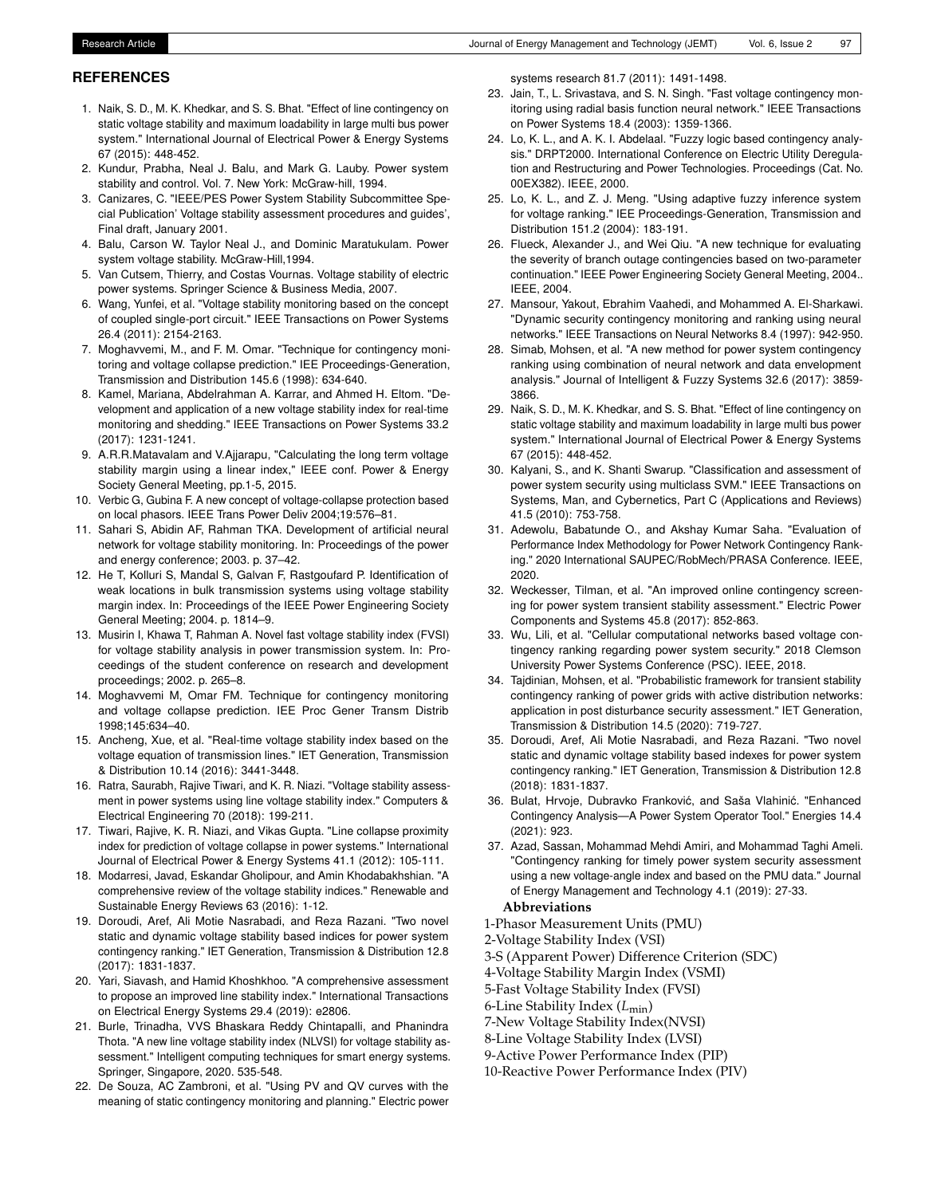## REFERENCES

1. Naik, S. D., M. K. Khedkar, and S. S. Bhat. "Effect of line contingency on static voltage stability and maximum loadability in large multi bus power system." International Journal of Electrical Power & Energy Systems 67 (2015): 448-452.
2. Kundur, Prabha, Neal J. Balu, and Mark G. Lauby. Power system stability and control. Vol. 7. New York: McGraw-hill, 1994.
3. Canizares, C. "IEEE/PES Power System Stability Subcommittee Special Publication' Voltage stability assessment procedures and guides', Final draft, January 2001.
4. Balu, Carson W. Taylor Neal J., and Dominic Maratukulam. Power system voltage stability. McGraw-Hill,1994.
5. Van Cutsem, Thierry, and Costas Vournas. Voltage stability of electric power systems. Springer Science & Business Media, 2007.
6. Wang, Yunfei, et al. "Voltage stability monitoring based on the concept of coupled single-port circuit." IEEE Transactions on Power Systems 26.4 (2011): 2154-2163.
7. Moghavvemi, M., and F. M. Omar. "Technique for contingency monitoring and voltage collapse prediction." IEE Proceedings-Generation, Transmission and Distribution 145.6 (1998): 634-640.
8. Kamel, Mariana, Abdelrahman A. Karrar, and Ahmed H. Eltom. "Development and application of a new voltage stability index for real-time monitoring and shedding." IEEE Transactions on Power Systems 33.2 (2017): 1231-1241.
9. A.R.R.Matavalam and V.Ajjarapu, "Calculating the long term voltage stability margin using a linear index," IEEE conf. Power & Energy Society General Meeting, pp.1-5, 2015.
10. Verbic G, Gubina F. A new concept of voltage-collapse protection based on local phasors. IEEE Trans Power Deliv 2004;19:576–81.
11. Sahari S, Abidin AF, Rahman TKA. Development of artificial neural network for voltage stability monitoring. In: Proceedings of the power and energy conference; 2003. p. 37–42.
12. He T, Kolluri S, Mandal S, Galvan F, Rastgoufard P. Identification of weak locations in bulk transmission systems using voltage stability margin index. In: Proceedings of the IEEE Power Engineering Society General Meeting; 2004. p. 1814–9.
13. Musirin I, Khawa T, Rahman A. Novel fast voltage stability index (FVSI) for voltage stability analysis in power transmission system. In: Proceedings of the student conference on research and development proceedings; 2002. p. 265–8.
14. Moghavvemi M, Omar FM. Technique for contingency monitoring and voltage collapse prediction. IEE Proc Gener Transm Distrib 1998;145:634–40.
15. Ancheng, Xue, et al. "Real-time voltage stability index based on the voltage equation of transmission lines." IET Generation, Transmission & Distribution 10.14 (2016): 3441-3448.
16. Ratra, Saurabh, Rajive Tiwari, and K. R. Niazi. "Voltage stability assessment in power systems using line voltage stability index." Computers & Electrical Engineering 70 (2018): 199-211.
17. Tiwari, Rajive, K. R. Niazi, and Vikas Gupta. "Line collapse proximity index for prediction of voltage collapse in power systems." International Journal of Electrical Power & Energy Systems 41.1 (2012): 105-111.
18. Modarresi, Javad, Eskandar Gholipour, and Amin Khodabakhshian. "A comprehensive review of the voltage stability indices." Renewable and Sustainable Energy Reviews 63 (2016): 1-12.
19. Doroudi, Aref, Ali Motie Nasrabadi, and Reza Razani. "Two novel static and dynamic voltage stability based indices for power system contingency ranking." IET Generation, Transmission & Distribution 12.8 (2017): 1831-1837.
20. Yari, Siavash, and Hamid Khoshkhoo. "A comprehensive assessment to propose an improved line stability index." International Transactions on Electrical Energy Systems 29.4 (2019): e2806.
21. Burle, Trinadha, VVS Bhaskara Reddy Chintapalli, and Phanindra Thota. "A new line voltage stability index (NLVSI) for voltage stability assessment." Intelligent computing techniques for smart energy systems. Springer, Singapore, 2020. 535-548.
22. De Souza, AC Zambroni, et al. "Using PV and QV curves with the meaning of static contingency monitoring and planning." Electric power systems research 81.7 (2011): 1491-1498.
23. Jain, T., L. Srivastava, and S. N. Singh. "Fast voltage contingency monitoring using radial basis function neural network." IEEE Transactions on Power Systems 18.4 (2003): 1359-1366.
24. Lo, K. L., and A. K. I. Abdelaal. "Fuzzy logic based contingency analysis." DRPT2000. International Conference on Electric Utility Deregulation and Restructuring and Power Technologies. Proceedings (Cat. No. 00EX382). IEEE, 2000.
25. Lo, K. L., and Z. J. Meng. "Using adaptive fuzzy inference system for voltage ranking." IEE Proceedings-Generation, Transmission and Distribution 151.2 (2004): 183-191.
26. Flueck, Alexander J., and Wei Qiu. "A new technique for evaluating the severity of branch outage contingencies based on two-parameter continuation." IEEE Power Engineering Society General Meeting, 2004.. IEEE, 2004.
27. Mansour, Yakout, Ebrahim Vaahedi, and Mohammed A. El-Sharkawi. "Dynamic security contingency monitoring and ranking using neural networks." IEEE Transactions on Neural Networks 8.4 (1997): 942-950.
28. Simab, Mohsen, et al. "A new method for power system contingency ranking using combination of neural network and data envelopment analysis." Journal of Intelligent & Fuzzy Systems 32.6 (2017): 3859-3866.
29. Naik, S. D., M. K. Khedkar, and S. S. Bhat. "Effect of line contingency on static voltage stability and maximum loadability in large multi bus power system." International Journal of Electrical Power & Energy Systems 67 (2015): 448-452.
30. Kalyani, S., and K. Shanti Swarup. "Classification and assessment of power system security using multiclass SVM." IEEE Transactions on Systems, Man, and Cybernetics, Part C (Applications and Reviews) 41.5 (2010): 753-758.
31. Adewolu, Babatunde O., and Akshay Kumar Saha. "Evaluation of Performance Index Methodology for Power Network Contingency Ranking." 2020 International SAUPEC/RobMech/PRASA Conference. IEEE, 2020.
32. Weckesser, Tilman, et al. "An improved online contingency screening for power system transient stability assessment." Electric Power Components and Systems 45.8 (2017): 852-863.
33. Wu, Lili, et al. "Cellular computational networks based voltage contingency ranking regarding power system security." 2018 Clemson University Power Systems Conference (PSC). IEEE, 2018.
34. Tajdinian, Mohsen, et al. "Probabilistic framework for transient stability contingency ranking of power grids with active distribution networks: application in post disturbance security assessment." IET Generation, Transmission & Distribution 14.5 (2020): 719-727.
35. Doroudi, Aref, Ali Motie Nasrabadi, and Reza Razani. "Two novel static and dynamic voltage stability based indexes for power system contingency ranking." IET Generation, Transmission & Distribution 12.8 (2018): 1831-1837.
36. Bulat, Hrvoje, Dubravko Franković, and Saša Vlahinić. "Enhanced Contingency Analysis—A Power System Operator Tool." Energies 14.4 (2021): 923.
37. Azad, Sassan, Mohammad Mehdi Amiri, and Mohammad Taghi Ameli. "Contingency ranking for timely power system security assessment using a new voltage-angle index and based on the PMU data." Journal of Energy Management and Technology 4.1 (2019): 27-33.

### Abbreviations

1-Phasor Measurement Units (PMU)
2-Voltage Stability Index (VSI)
3-S (Apparent Power) Difference Criterion (SDC)
4-Voltage Stability Margin Index (VSMI)
5-Fast Voltage Stability Index (FVSI)
6-Line Stability Index ($L_{\min}$)
7-New Voltage Stability Index(NVSI)
8-Line Voltage Stability Index (LVSI)
9-Active Power Performance Index (PIP)
10-Reactive Power Performance Index (PIV)